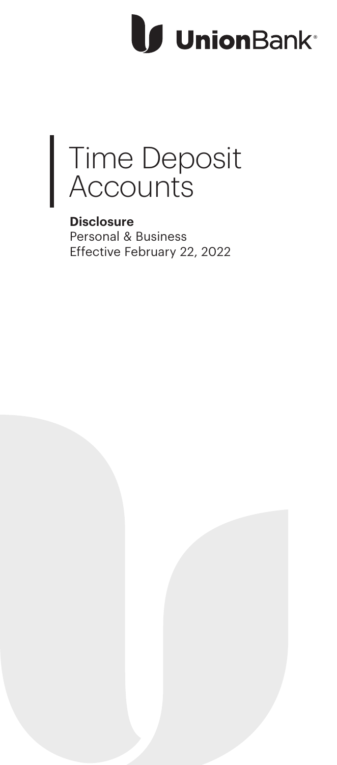UnionBank®

# Time Deposit Accounts

**Disclosure**
Personal & Business
Effective February 22, 2022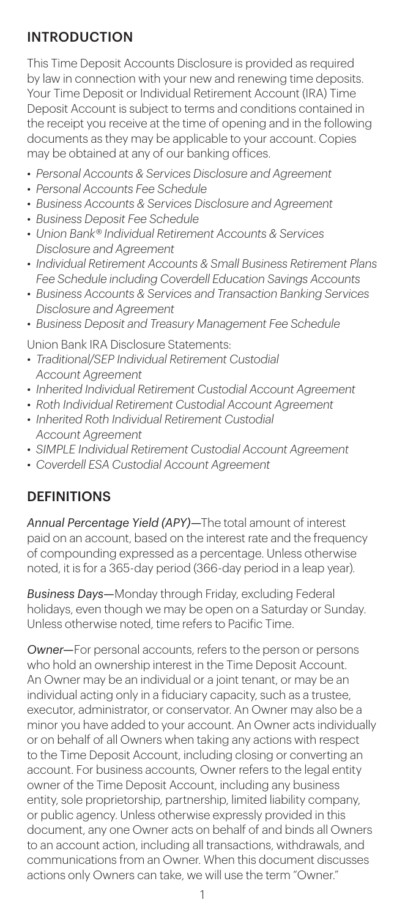## INTRODUCTION

This Time Deposit Accounts Disclosure is provided as required by law in connection with your new and renewing time deposits. Your Time Deposit or Individual Retirement Account (IRA) Time Deposit Account is subject to terms and conditions contained in the receipt you receive at the time of opening and in the following documents as they may be applicable to your account. Copies may be obtained at any of our banking offices.

- *Personal Accounts & Services Disclosure and Agreement*
- *Personal Accounts Fee Schedule*
- *Business Accounts & Services Disclosure and Agreement*
- *Business Deposit Fee Schedule*
- *Union Bank® Individual Retirement Accounts & Services Disclosure and Agreement*
- *Individual Retirement Accounts & Small Business Retirement Plans Fee Schedule including Coverdell Education Savings Accounts*
- *Business Accounts & Services and Transaction Banking Services Disclosure and Agreement*
- *Business Deposit and Treasury Management Fee Schedule*

Union Bank IRA Disclosure Statements:

- *Traditional/SEP Individual Retirement Custodial Account Agreement*
- *Inherited Individual Retirement Custodial Account Agreement*
- *Roth Individual Retirement Custodial Account Agreement*
- *Inherited Roth Individual Retirement Custodial Account Agreement*
- *SIMPLE Individual Retirement Custodial Account Agreement*
- *Coverdell ESA Custodial Account Agreement*

## DEFINITIONS

*Annual Percentage Yield (APY)*—The total amount of interest paid on an account, based on the interest rate and the frequency of compounding expressed as a percentage. Unless otherwise noted, it is for a 365-day period (366-day period in a leap year).

*Business Days*—Monday through Friday, excluding Federal holidays, even though we may be open on a Saturday or Sunday. Unless otherwise noted, time refers to Pacific Time.

*Owner*—For personal accounts, refers to the person or persons who hold an ownership interest in the Time Deposit Account. An Owner may be an individual or a joint tenant, or may be an individual acting only in a fiduciary capacity, such as a trustee, executor, administrator, or conservator. An Owner may also be a minor you have added to your account. An Owner acts individually or on behalf of all Owners when taking any actions with respect to the Time Deposit Account, including closing or converting an account. For business accounts, Owner refers to the legal entity owner of the Time Deposit Account, including any business entity, sole proprietorship, partnership, limited liability company, or public agency. Unless otherwise expressly provided in this document, any one Owner acts on behalf of and binds all Owners to an account action, including all transactions, withdrawals, and communications from an Owner. When this document discusses actions only Owners can take, we will use the term "Owner."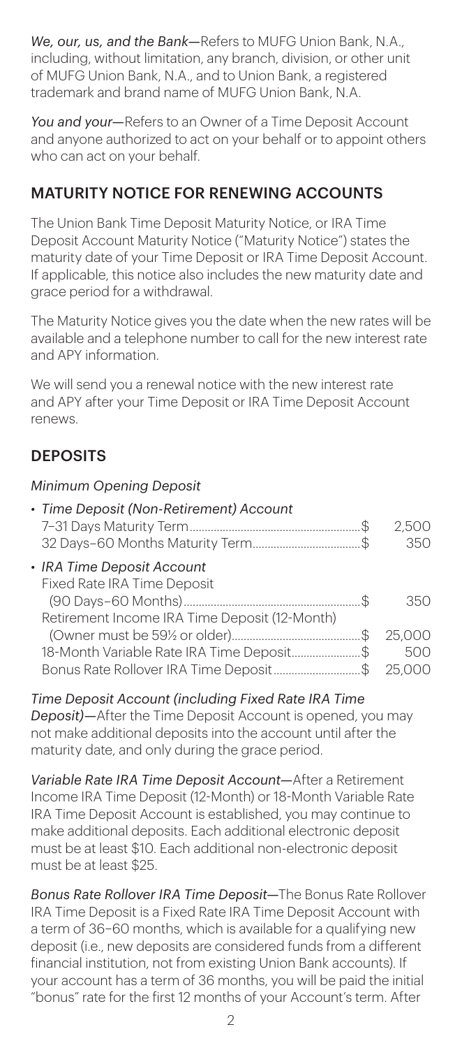*We, our, us, and the Bank*—Refers to MUFG Union Bank, N.A., including, without limitation, any branch, division, or other unit of MUFG Union Bank, N.A., and to Union Bank, a registered trademark and brand name of MUFG Union Bank, N.A.

*You and your*—Refers to an Owner of a Time Deposit Account and anyone authorized to act on your behalf or to appoint others who can act on your behalf.

## MATURITY NOTICE FOR RENEWING ACCOUNTS

The Union Bank Time Deposit Maturity Notice, or IRA Time Deposit Account Maturity Notice ("Maturity Notice") states the maturity date of your Time Deposit or IRA Time Deposit Account. If applicable, this notice also includes the new maturity date and grace period for a withdrawal.

The Maturity Notice gives you the date when the new rates will be available and a telephone number to call for the new interest rate and APY information.

We will send you a renewal notice with the new interest rate and APY after your Time Deposit or IRA Time Deposit Account renews.

## DEPOSITS

*Minimum Opening Deposit*

- *Time Deposit (Non-Retirement) Account*
  - 7–31 Days Maturity Term ........ $ 2,500
  - 32 Days–60 Months Maturity Term ........ $ 350
- *IRA Time Deposit Account*
  - Fixed Rate IRA Time Deposit (90 Days–60 Months) ........ $ 350
  - Retirement Income IRA Time Deposit (12-Month) (Owner must be 59½ or older) ........ $ 25,000
  - 18-Month Variable Rate IRA Time Deposit ........ $ 500
  - Bonus Rate Rollover IRA Time Deposit ........ $ 25,000

*Time Deposit Account (including Fixed Rate IRA Time Deposit)*—After the Time Deposit Account is opened, you may not make additional deposits into the account until after the maturity date, and only during the grace period.

*Variable Rate IRA Time Deposit Account*—After a Retirement Income IRA Time Deposit (12-Month) or 18-Month Variable Rate IRA Time Deposit Account is established, you may continue to make additional deposits. Each additional electronic deposit must be at least $10. Each additional non-electronic deposit must be at least $25.

*Bonus Rate Rollover IRA Time Deposit*—The Bonus Rate Rollover IRA Time Deposit is a Fixed Rate IRA Time Deposit Account with a term of 36–60 months, which is available for a qualifying new deposit (i.e., new deposits are considered funds from a different financial institution, not from existing Union Bank accounts). If your account has a term of 36 months, you will be paid the initial "bonus" rate for the first 12 months of your Account's term. After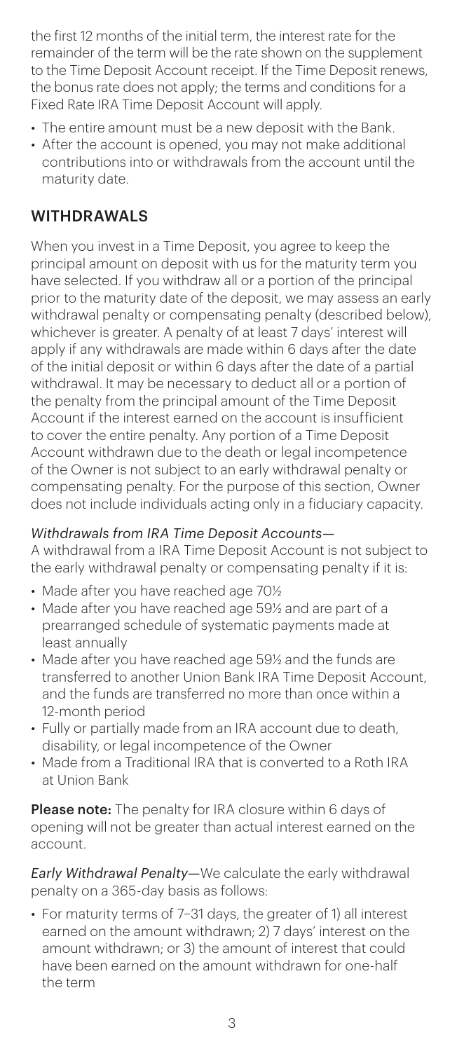the first 12 months of the initial term, the interest rate for the remainder of the term will be the rate shown on the supplement to the Time Deposit Account receipt. If the Time Deposit renews, the bonus rate does not apply; the terms and conditions for a Fixed Rate IRA Time Deposit Account will apply.

- The entire amount must be a new deposit with the Bank.
- After the account is opened, you may not make additional contributions into or withdrawals from the account until the maturity date.

## WITHDRAWALS

When you invest in a Time Deposit, you agree to keep the principal amount on deposit with us for the maturity term you have selected. If you withdraw all or a portion of the principal prior to the maturity date of the deposit, we may assess an early withdrawal penalty or compensating penalty (described below), whichever is greater. A penalty of at least 7 days' interest will apply if any withdrawals are made within 6 days after the date of the initial deposit or within 6 days after the date of a partial withdrawal. It may be necessary to deduct all or a portion of the penalty from the principal amount of the Time Deposit Account if the interest earned on the account is insufficient to cover the entire penalty. Any portion of a Time Deposit Account withdrawn due to the death or legal incompetence of the Owner is not subject to an early withdrawal penalty or compensating penalty. For the purpose of this section, Owner does not include individuals acting only in a fiduciary capacity.

*Withdrawals from IRA Time Deposit Accounts—*
A withdrawal from a IRA Time Deposit Account is not subject to the early withdrawal penalty or compensating penalty if it is:

- Made after you have reached age 70½
- Made after you have reached age 59½ and are part of a prearranged schedule of systematic payments made at least annually
- Made after you have reached age 59½ and the funds are transferred to another Union Bank IRA Time Deposit Account, and the funds are transferred no more than once within a 12-month period
- Fully or partially made from an IRA account due to death, disability, or legal incompetence of the Owner
- Made from a Traditional IRA that is converted to a Roth IRA at Union Bank

**Please note:** The penalty for IRA closure within 6 days of opening will not be greater than actual interest earned on the account.

*Early Withdrawal Penalty*—We calculate the early withdrawal penalty on a 365-day basis as follows:

- For maturity terms of 7–31 days, the greater of 1) all interest earned on the amount withdrawn; 2) 7 days' interest on the amount withdrawn; or 3) the amount of interest that could have been earned on the amount withdrawn for one-half the term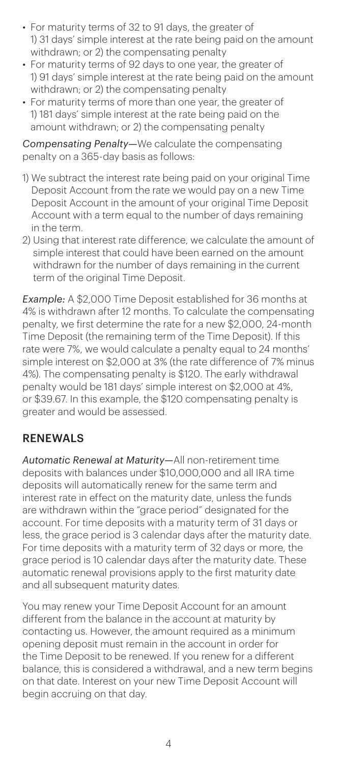- For maturity terms of 32 to 91 days, the greater of 1) 31 days' simple interest at the rate being paid on the amount withdrawn; or 2) the compensating penalty
- For maturity terms of 92 days to one year, the greater of 1) 91 days' simple interest at the rate being paid on the amount withdrawn; or 2) the compensating penalty
- For maturity terms of more than one year, the greater of 1) 181 days' simple interest at the rate being paid on the amount withdrawn; or 2) the compensating penalty

*Compensating Penalty*—We calculate the compensating penalty on a 365-day basis as follows:

1) We subtract the interest rate being paid on your original Time Deposit Account from the rate we would pay on a new Time Deposit Account in the amount of your original Time Deposit Account with a term equal to the number of days remaining in the term.
2) Using that interest rate difference, we calculate the amount of simple interest that could have been earned on the amount withdrawn for the number of days remaining in the current term of the original Time Deposit.

*Example:* A $2,000 Time Deposit established for 36 months at 4% is withdrawn after 12 months. To calculate the compensating penalty, we first determine the rate for a new $2,000, 24-month Time Deposit (the remaining term of the Time Deposit). If this rate were 7%, we would calculate a penalty equal to 24 months' simple interest on $2,000 at 3% (the rate difference of 7% minus 4%). The compensating penalty is $120. The early withdrawal penalty would be 181 days' simple interest on $2,000 at 4%, or $39.67. In this example, the $120 compensating penalty is greater and would be assessed.

## RENEWALS

*Automatic Renewal at Maturity*—All non-retirement time deposits with balances under $10,000,000 and all IRA time deposits will automatically renew for the same term and interest rate in effect on the maturity date, unless the funds are withdrawn within the "grace period" designated for the account. For time deposits with a maturity term of 31 days or less, the grace period is 3 calendar days after the maturity date. For time deposits with a maturity term of 32 days or more, the grace period is 10 calendar days after the maturity date. These automatic renewal provisions apply to the first maturity date and all subsequent maturity dates.

You may renew your Time Deposit Account for an amount different from the balance in the account at maturity by contacting us. However, the amount required as a minimum opening deposit must remain in the account in order for the Time Deposit to be renewed. If you renew for a different balance, this is considered a withdrawal, and a new term begins on that date. Interest on your new Time Deposit Account will begin accruing on that day.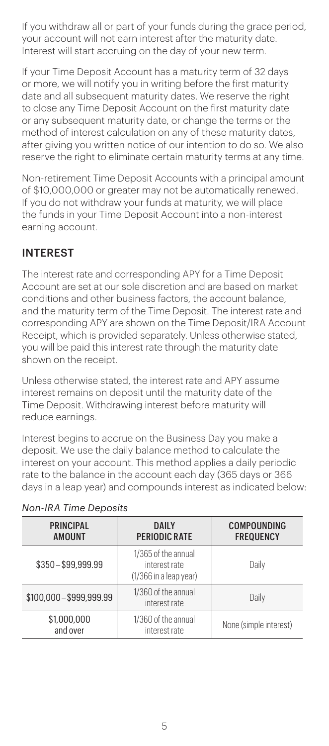If you withdraw all or part of your funds during the grace period, your account will not earn interest after the maturity date. Interest will start accruing on the day of your new term.

If your Time Deposit Account has a maturity term of 32 days or more, we will notify you in writing before the first maturity date and all subsequent maturity dates. We reserve the right to close any Time Deposit Account on the first maturity date or any subsequent maturity date, or change the terms or the method of interest calculation on any of these maturity dates, after giving you written notice of our intention to do so. We also reserve the right to eliminate certain maturity terms at any time.

Non-retirement Time Deposit Accounts with a principal amount of $10,000,000 or greater may not be automatically renewed. If you do not withdraw your funds at maturity, we will place the funds in your Time Deposit Account into a non-interest earning account.

## INTEREST

The interest rate and corresponding APY for a Time Deposit Account are set at our sole discretion and are based on market conditions and other business factors, the account balance, and the maturity term of the Time Deposit. The interest rate and corresponding APY are shown on the Time Deposit/IRA Account Receipt, which is provided separately. Unless otherwise stated, you will be paid this interest rate through the maturity date shown on the receipt.

Unless otherwise stated, the interest rate and APY assume interest remains on deposit until the maturity date of the Time Deposit. Withdrawing interest before maturity will reduce earnings.

Interest begins to accrue on the Business Day you make a deposit. We use the daily balance method to calculate the interest on your account. This method applies a daily periodic rate to the balance in the account each day (365 days or 366 days in a leap year) and compounds interest as indicated below:

*Non-IRA Time Deposits*

| PRINCIPAL AMOUNT | DAILY PERIODIC RATE | COMPOUNDING FREQUENCY |
|---|---|---|
| $350 – $99,999.99 | 1/365 of the annual interest rate (1/366 in a leap year) | Daily |
| $100,000 – $999,999.99 | 1/360 of the annual interest rate | Daily |
| $1,000,000 and over | 1/360 of the annual interest rate | None (simple interest) |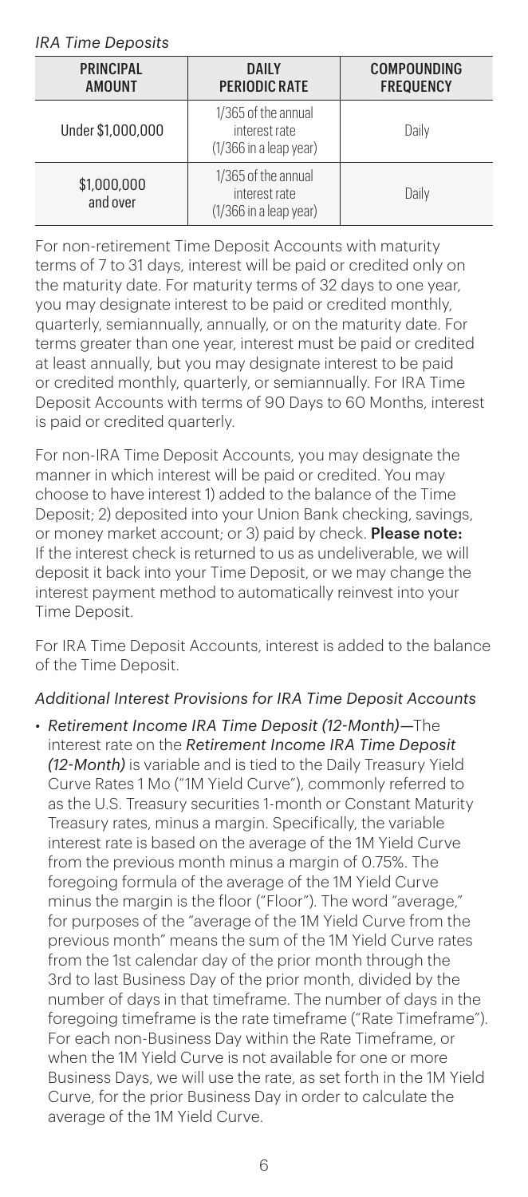*IRA Time Deposits*

| PRINCIPAL AMOUNT | DAILY PERIODIC RATE | COMPOUNDING FREQUENCY |
|---|---|---|
| Under $1,000,000 | 1/365 of the annual interest rate (1/366 in a leap year) | Daily |
| $1,000,000 and over | 1/365 of the annual interest rate (1/366 in a leap year) | Daily |

For non-retirement Time Deposit Accounts with maturity terms of 7 to 31 days, interest will be paid or credited only on the maturity date. For maturity terms of 32 days to one year, you may designate interest to be paid or credited monthly, quarterly, semiannually, annually, or on the maturity date. For terms greater than one year, interest must be paid or credited at least annually, but you may designate interest to be paid or credited monthly, quarterly, or semiannually. For IRA Time Deposit Accounts with terms of 90 Days to 60 Months, interest is paid or credited quarterly.

For non-IRA Time Deposit Accounts, you may designate the manner in which interest will be paid or credited. You may choose to have interest 1) added to the balance of the Time Deposit; 2) deposited into your Union Bank checking, savings, or money market account; or 3) paid by check. **Please note:** If the interest check is returned to us as undeliverable, we will deposit it back into your Time Deposit, or we may change the interest payment method to automatically reinvest into your Time Deposit.

For IRA Time Deposit Accounts, interest is added to the balance of the Time Deposit.

*Additional Interest Provisions for IRA Time Deposit Accounts*

- *Retirement Income IRA Time Deposit (12-Month)*—The interest rate on the *Retirement Income IRA Time Deposit (12-Month)* is variable and is tied to the Daily Treasury Yield Curve Rates 1 Mo ("1M Yield Curve"), commonly referred to as the U.S. Treasury securities 1-month or Constant Maturity Treasury rates, minus a margin. Specifically, the variable interest rate is based on the average of the 1M Yield Curve from the previous month minus a margin of 0.75%. The foregoing formula of the average of the 1M Yield Curve minus the margin is the floor ("Floor"). The word "average," for purposes of the "average of the 1M Yield Curve from the previous month" means the sum of the 1M Yield Curve rates from the 1st calendar day of the prior month through the 3rd to last Business Day of the prior month, divided by the number of days in that timeframe. The number of days in the foregoing timeframe is the rate timeframe ("Rate Timeframe"). For each non-Business Day within the Rate Timeframe, or when the 1M Yield Curve is not available for one or more Business Days, we will use the rate, as set forth in the 1M Yield Curve, for the prior Business Day in order to calculate the average of the 1M Yield Curve.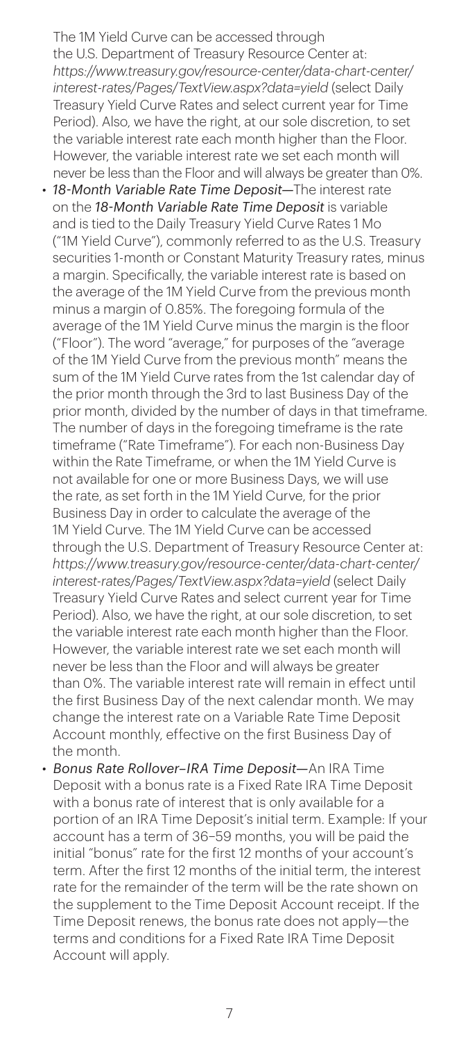The 1M Yield Curve can be accessed through the U.S. Department of Treasury Resource Center at: *https://www.treasury.gov/resource-center/data-chart-center/interest-rates/Pages/TextView.aspx?data=yield* (select Daily Treasury Yield Curve Rates and select current year for Time Period). Also, we have the right, at our sole discretion, to set the variable interest rate each month higher than the Floor. However, the variable interest rate we set each month will never be less than the Floor and will always be greater than 0%.

- *18-Month Variable Rate Time Deposit*—The interest rate on the *18-Month Variable Rate Time Deposit* is variable and is tied to the Daily Treasury Yield Curve Rates 1 Mo ("1M Yield Curve"), commonly referred to as the U.S. Treasury securities 1-month or Constant Maturity Treasury rates, minus a margin. Specifically, the variable interest rate is based on the average of the 1M Yield Curve from the previous month minus a margin of 0.85%. The foregoing formula of the average of the 1M Yield Curve minus the margin is the floor ("Floor"). The word "average," for purposes of the "average of the 1M Yield Curve from the previous month" means the sum of the 1M Yield Curve rates from the 1st calendar day of the prior month through the 3rd to last Business Day of the prior month, divided by the number of days in that timeframe. The number of days in the foregoing timeframe is the rate timeframe ("Rate Timeframe"). For each non-Business Day within the Rate Timeframe, or when the 1M Yield Curve is not available for one or more Business Days, we will use the rate, as set forth in the 1M Yield Curve, for the prior Business Day in order to calculate the average of the 1M Yield Curve. The 1M Yield Curve can be accessed through the U.S. Department of Treasury Resource Center at: *https://www.treasury.gov/resource-center/data-chart-center/interest-rates/Pages/TextView.aspx?data=yield* (select Daily Treasury Yield Curve Rates and select current year for Time Period). Also, we have the right, at our sole discretion, to set the variable interest rate each month higher than the Floor. However, the variable interest rate we set each month will never be less than the Floor and will always be greater than 0%. The variable interest rate will remain in effect until the first Business Day of the next calendar month. We may change the interest rate on a Variable Rate Time Deposit Account monthly, effective on the first Business Day of the month.
- *Bonus Rate Rollover–IRA Time Deposit*—An IRA Time Deposit with a bonus rate is a Fixed Rate IRA Time Deposit with a bonus rate of interest that is only available for a portion of an IRA Time Deposit's initial term. Example: If your account has a term of 36–59 months, you will be paid the initial "bonus" rate for the first 12 months of your account's term. After the first 12 months of the initial term, the interest rate for the remainder of the term will be the rate shown on the supplement to the Time Deposit Account receipt. If the Time Deposit renews, the bonus rate does not apply—the terms and conditions for a Fixed Rate IRA Time Deposit Account will apply.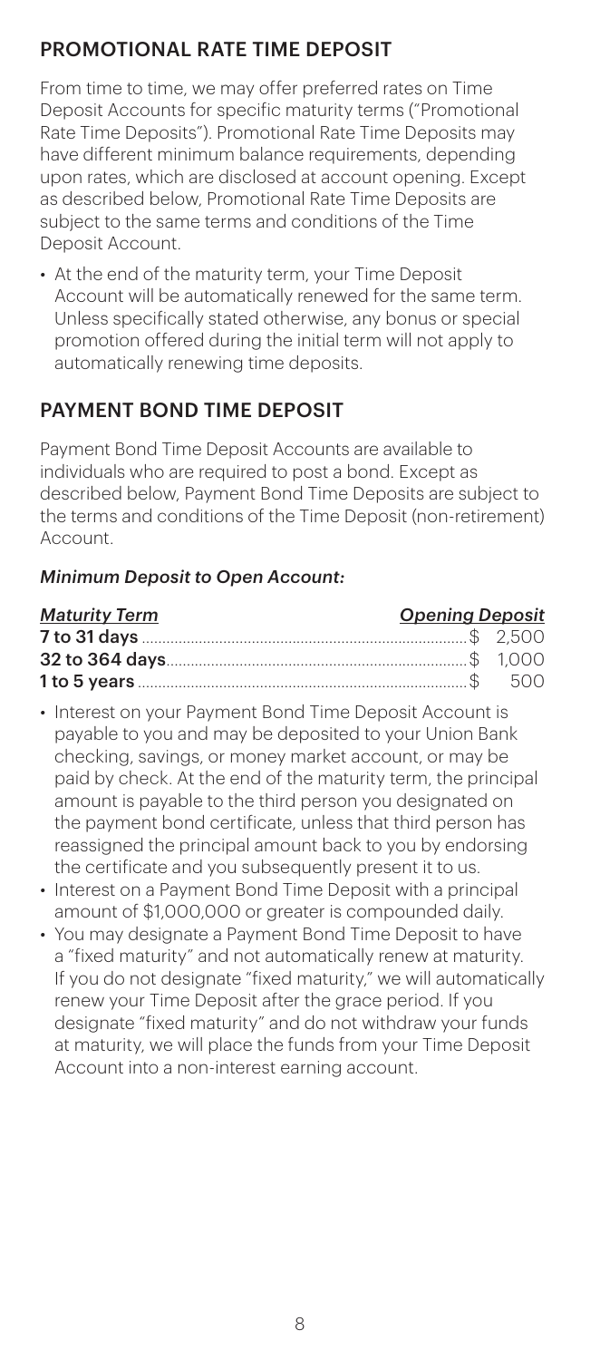## PROMOTIONAL RATE TIME DEPOSIT

From time to time, we may offer preferred rates on Time Deposit Accounts for specific maturity terms ("Promotional Rate Time Deposits"). Promotional Rate Time Deposits may have different minimum balance requirements, depending upon rates, which are disclosed at account opening. Except as described below, Promotional Rate Time Deposits are subject to the same terms and conditions of the Time Deposit Account.

- At the end of the maturity term, your Time Deposit Account will be automatically renewed for the same term. Unless specifically stated otherwise, any bonus or special promotion offered during the initial term will not apply to automatically renewing time deposits.

## PAYMENT BOND TIME DEPOSIT

Payment Bond Time Deposit Accounts are available to individuals who are required to post a bond. Except as described below, Payment Bond Time Deposits are subject to the terms and conditions of the Time Deposit (non-retirement) Account.

### *Minimum Deposit to Open Account:*

| *Maturity Term* | *Opening Deposit* |
|---|---|
| **7 to 31 days** | $ 2,500 |
| **32 to 364 days** | $ 1,000 |
| **1 to 5 years** | $ 500 |

- Interest on your Payment Bond Time Deposit Account is payable to you and may be deposited to your Union Bank checking, savings, or money market account, or may be paid by check. At the end of the maturity term, the principal amount is payable to the third person you designated on the payment bond certificate, unless that third person has reassigned the principal amount back to you by endorsing the certificate and you subsequently present it to us.
- Interest on a Payment Bond Time Deposit with a principal amount of $1,000,000 or greater is compounded daily.
- You may designate a Payment Bond Time Deposit to have a "fixed maturity" and not automatically renew at maturity. If you do not designate "fixed maturity," we will automatically renew your Time Deposit after the grace period. If you designate "fixed maturity" and do not withdraw your funds at maturity, we will place the funds from your Time Deposit Account into a non-interest earning account.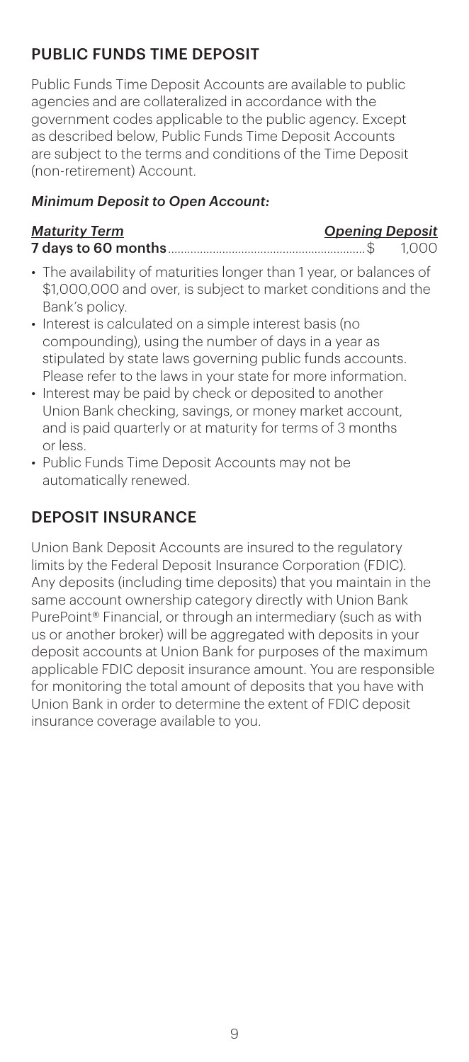## PUBLIC FUNDS TIME DEPOSIT

Public Funds Time Deposit Accounts are available to public agencies and are collateralized in accordance with the government codes applicable to the public agency. Except as described below, Public Funds Time Deposit Accounts are subject to the terms and conditions of the Time Deposit (non-retirement) Account.

### *Minimum Deposit to Open Account:*

| *Maturity Term* | *Opening Deposit* |
|---|---|
| **7 days to 60 months** | $ 1,000 |

- The availability of maturities longer than 1 year, or balances of $1,000,000 and over, is subject to market conditions and the Bank's policy.
- Interest is calculated on a simple interest basis (no compounding), using the number of days in a year as stipulated by state laws governing public funds accounts. Please refer to the laws in your state for more information.
- Interest may be paid by check or deposited to another Union Bank checking, savings, or money market account, and is paid quarterly or at maturity for terms of 3 months or less.
- Public Funds Time Deposit Accounts may not be automatically renewed.

## DEPOSIT INSURANCE

Union Bank Deposit Accounts are insured to the regulatory limits by the Federal Deposit Insurance Corporation (FDIC). Any deposits (including time deposits) that you maintain in the same account ownership category directly with Union Bank PurePoint® Financial, or through an intermediary (such as with us or another broker) will be aggregated with deposits in your deposit accounts at Union Bank for purposes of the maximum applicable FDIC deposit insurance amount. You are responsible for monitoring the total amount of deposits that you have with Union Bank in order to determine the extent of FDIC deposit insurance coverage available to you.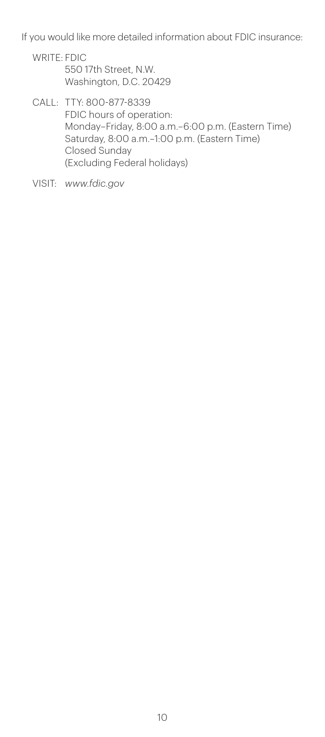If you would like more detailed information about FDIC insurance:

WRITE: FDIC
550 17th Street, N.W.
Washington, D.C. 20429

CALL: TTY: 800-877-8339
FDIC hours of operation:
Monday–Friday, 8:00 a.m.–6:00 p.m. (Eastern Time)
Saturday, 8:00 a.m.–1:00 p.m. (Eastern Time)
Closed Sunday
(Excluding Federal holidays)

VISIT: *www.fdic.gov*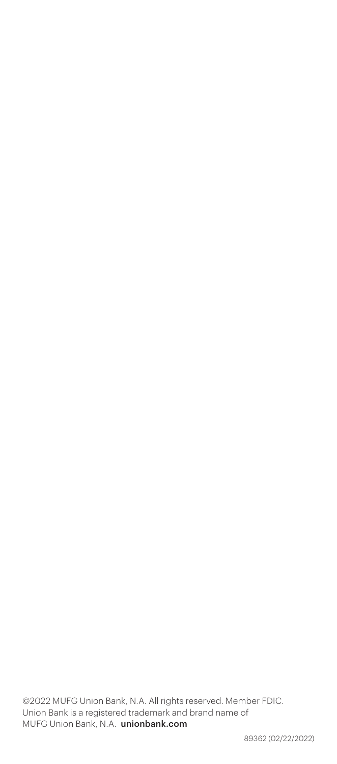©2022 MUFG Union Bank, N.A. All rights reserved. Member FDIC.
Union Bank is a registered trademark and brand name of
MUFG Union Bank, N.A. **unionbank.com**

89362 (02/22/2022)